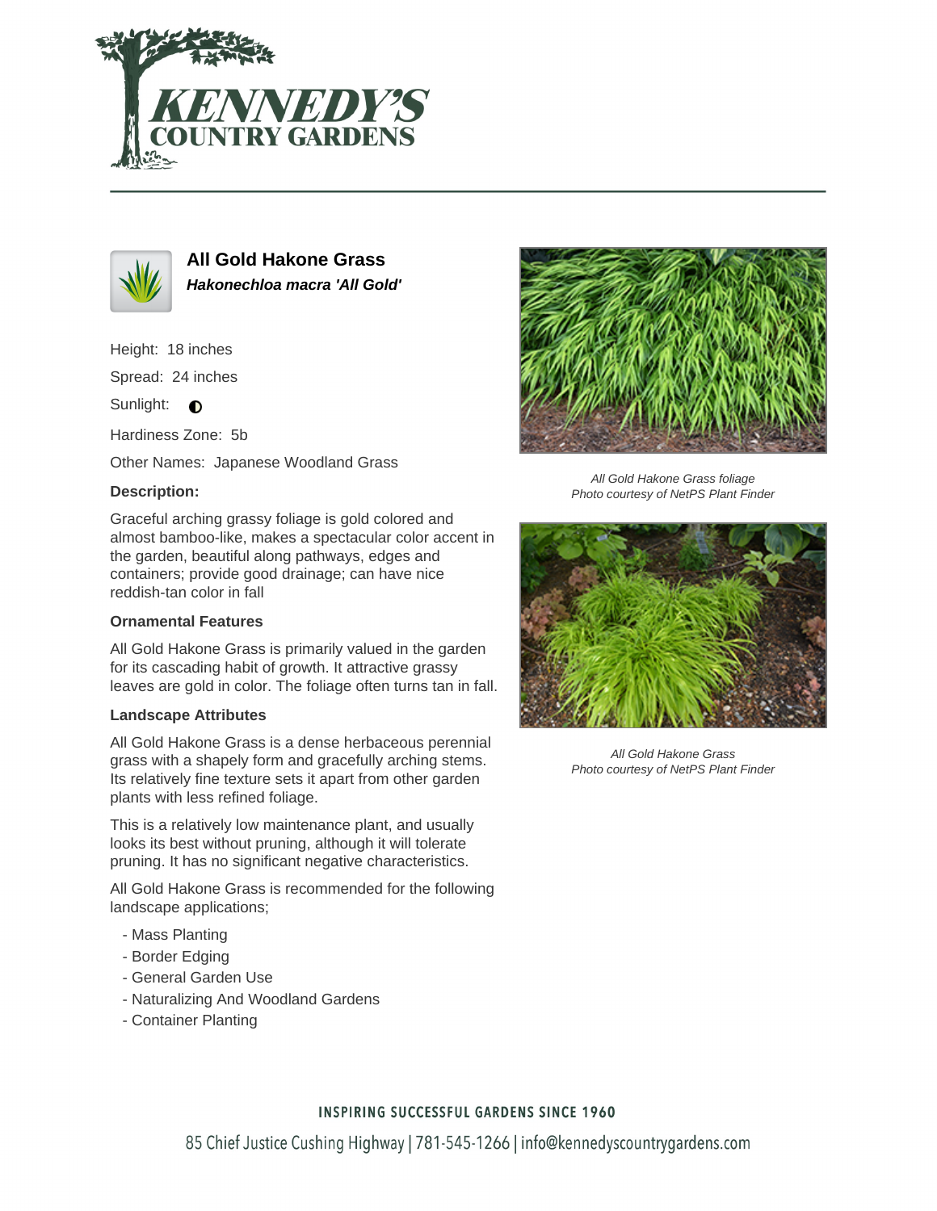# KENNEDY'S COUNTRY GARDENS

## All Gold Hakone Grass

***Hakonechloa macra 'All Gold'***

Height: 18 inches

Spread: 24 inches

Sunlight: ◐

Hardiness Zone: 5b

Other Names: Japanese Woodland Grass

### Description:

Graceful arching grassy foliage is gold colored and almost bamboo-like, makes a spectacular color accent in the garden, beautiful along pathways, edges and containers; provide good drainage; can have nice reddish-tan color in fall

### Ornamental Features

All Gold Hakone Grass is primarily valued in the garden for its cascading habit of growth. It attractive grassy leaves are gold in color. The foliage often turns tan in fall.

### Landscape Attributes

All Gold Hakone Grass is a dense herbaceous perennial grass with a shapely form and gracefully arching stems. Its relatively fine texture sets it apart from other garden plants with less refined foliage.

This is a relatively low maintenance plant, and usually looks its best without pruning, although it will tolerate pruning. It has no significant negative characteristics.

All Gold Hakone Grass is recommended for the following landscape applications;

- Mass Planting
- Border Edging
- General Garden Use
- Naturalizing And Woodland Gardens
- Container Planting

*All Gold Hakone Grass foliage*
*Photo courtesy of NetPS Plant Finder*

*All Gold Hakone Grass*
*Photo courtesy of NetPS Plant Finder*

**INSPIRING SUCCESSFUL GARDENS SINCE 1960**

85 Chief Justice Cushing Highway | 781-545-1266 | info@kennedyscountrygardens.com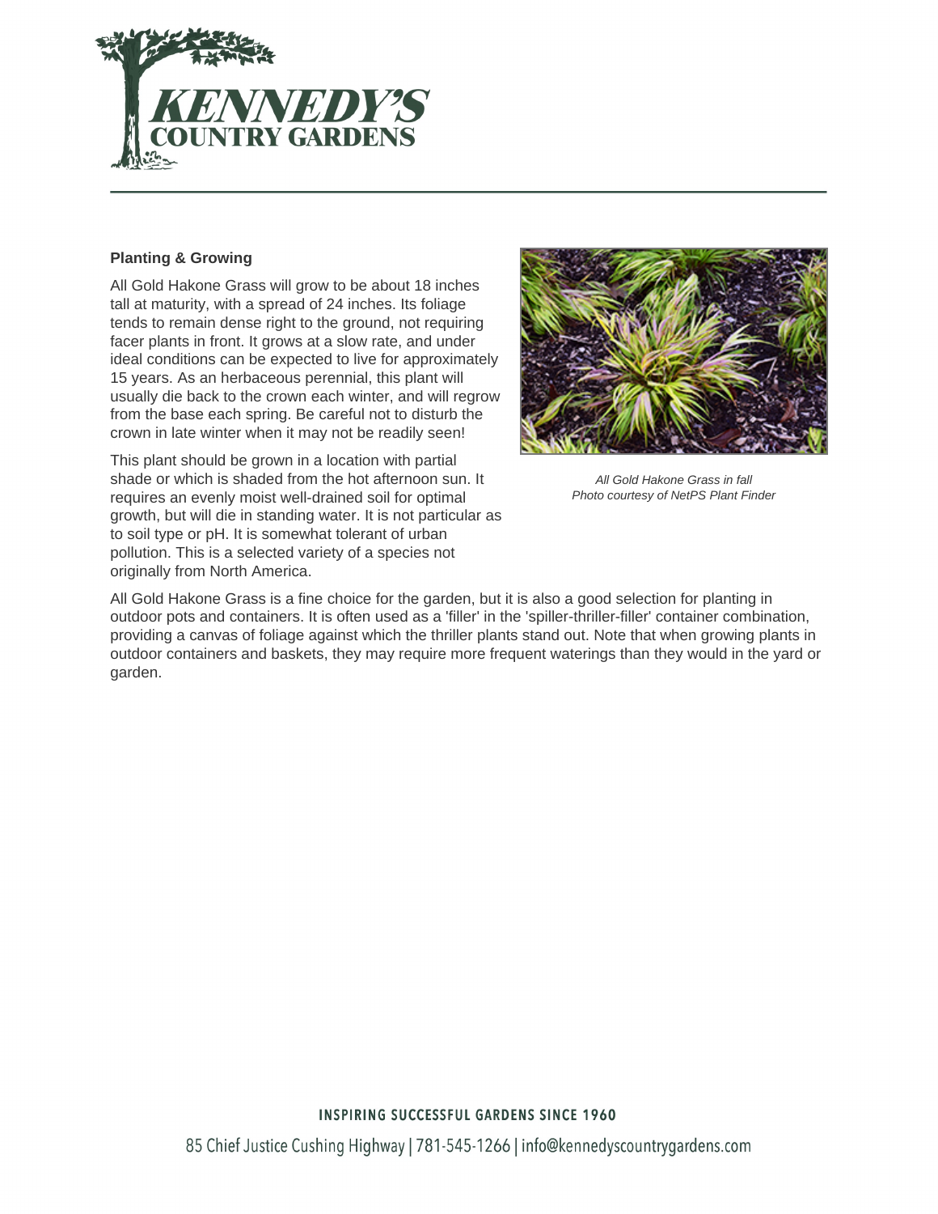### Planting & Growing

All Gold Hakone Grass will grow to be about 18 inches tall at maturity, with a spread of 24 inches. Its foliage tends to remain dense right to the ground, not requiring facer plants in front. It grows at a slow rate, and under ideal conditions can be expected to live for approximately 15 years. As an herbaceous perennial, this plant will usually die back to the crown each winter, and will regrow from the base each spring. Be careful not to disturb the crown in late winter when it may not be readily seen!

This plant should be grown in a location with partial shade or which is shaded from the hot afternoon sun. It requires an evenly moist well-drained soil for optimal growth, but will die in standing water. It is not particular as to soil type or pH. It is somewhat tolerant of urban pollution. This is a selected variety of a species not originally from North America.

*All Gold Hakone Grass in fall*
*Photo courtesy of NetPS Plant Finder*

All Gold Hakone Grass is a fine choice for the garden, but it is also a good selection for planting in outdoor pots and containers. It is often used as a 'filler' in the 'spiller-thriller-filler' container combination, providing a canvas of foliage against which the thriller plants stand out. Note that when growing plants in outdoor containers and baskets, they may require more frequent waterings than they would in the yard or garden.